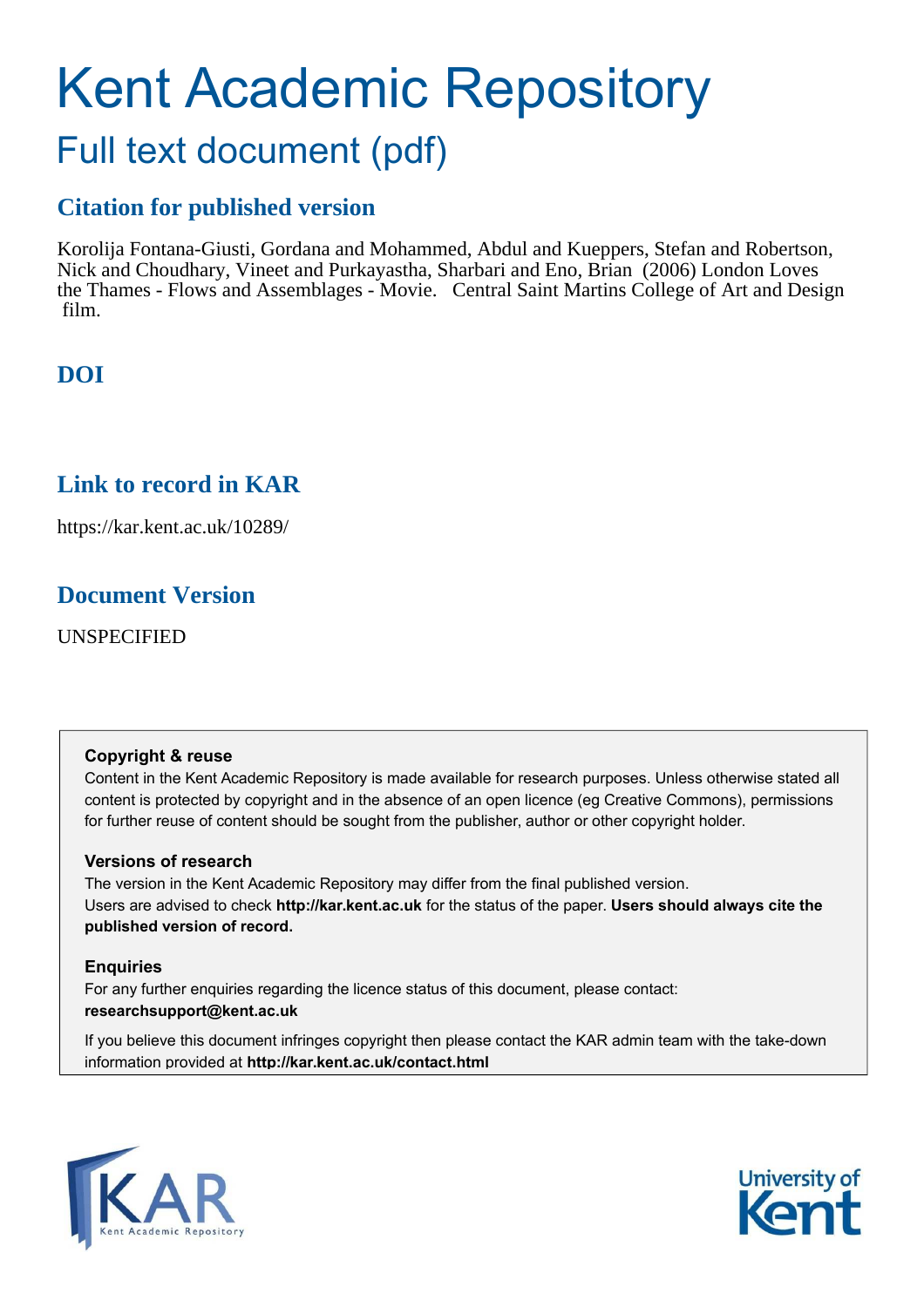# Kent Academic Repository

## Full text document (pdf)

### Citation for published version

Korolija Fontana-Giusti, Gordana and Mohammed, Abdul and Kueppers, Stefan and Robertson, Nick and Choudhary, Vineet and Purkayastha, Sharbari and Eno, Brian (2006) London Loves the Thames - Flows and Assemblages - Movie. Central Saint Martins College of Art and Design film.

### DOI

### Link to record in KAR

https://kar.kent.ac.uk/10289/

### Document Version

UNSPECIFIED

**Copyright & reuse**

Content in the Kent Academic Repository is made available for research purposes. Unless otherwise stated all content is protected by copyright and in the absence of an open licence (eg Creative Commons), permissions for further reuse of content should be sought from the publisher, author or other copyright holder.

**Versions of research**

The version in the Kent Academic Repository may differ from the final published version. Users are advised to check **http://kar.kent.ac.uk** for the status of the paper. **Users should always cite the published version of record.**

**Enquiries**

For any further enquiries regarding the licence status of this document, please contact: **researchsupport@kent.ac.uk**

If you believe this document infringes copyright then please contact the KAR admin team with the take-down information provided at **http://kar.kent.ac.uk/contact.html**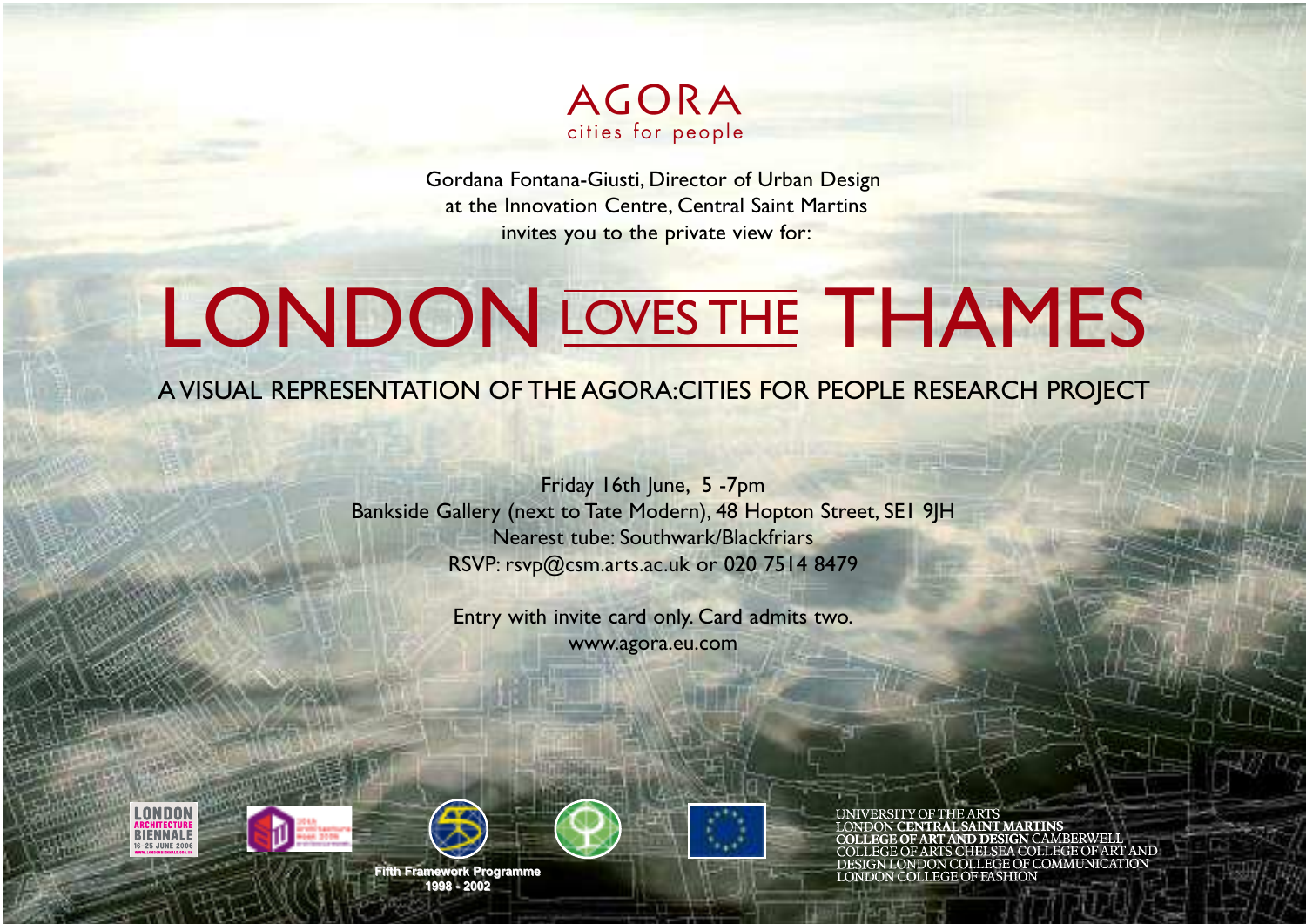AGORA
cities for people

Gordana Fontana-Giusti, Director of Urban Design
at the Innovation Centre, Central Saint Martins
invites you to the private view for:

# LONDON LOVES THE THAMES

## A VISUAL REPRESENTATION OF THE AGORA:CITIES FOR PEOPLE RESEARCH PROJECT

Friday 16th June, 5 -7pm
Bankside Gallery (next to Tate Modern), 48 Hopton Street, SE1 9JH
Nearest tube: Southwark/Blackfriars
RSVP: rsvp@csm.arts.ac.uk or 020 7514 8479

Entry with invite card only. Card admits two.
www.agora.eu.com

LONDON ARCHITECTURE BIENNALE 16–25 JUNE 2006

Fifth Framework Programme
1998 - 2002

UNIVERSITY OF THE ARTS LONDON **CENTRAL SAINT MARTINS COLLEGE OF ART AND DESIGN** CAMBERWELL COLLEGE OF ARTS CHELSEA COLLEGE OF ART AND DESIGN LONDON COLLEGE OF COMMUNICATION LONDON COLLEGE OF FASHION